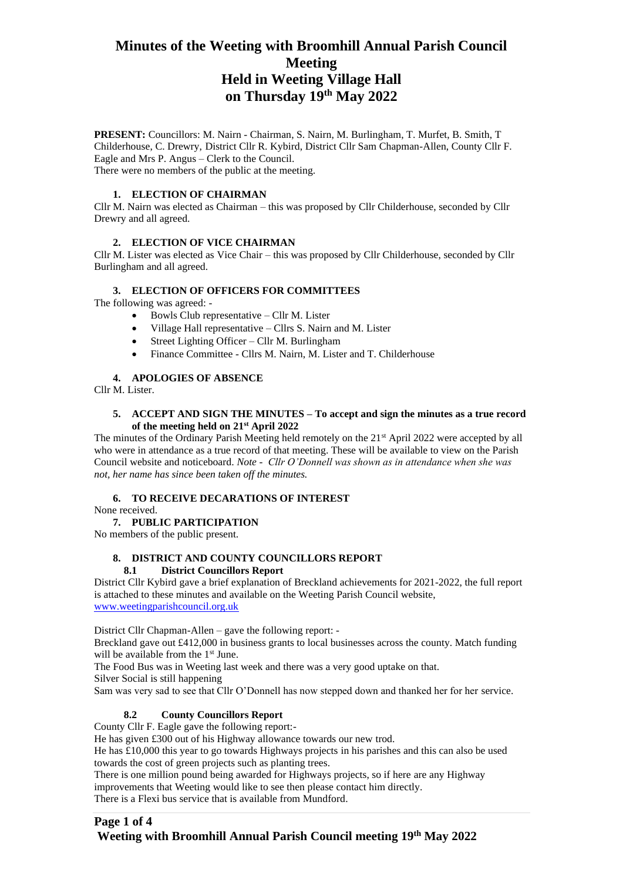# Minutes of the Weeting with Broomhill Annual Parish Council Meeting
# Held in Weeting Village Hall
# on Thursday 19th May 2022

**PRESENT:** Councillors: M. Nairn - Chairman, S. Nairn, M. Burlingham, T. Murfet, B. Smith, T Childerhouse, C. Drewry, District Cllr R. Kybird, District Cllr Sam Chapman-Allen, County Cllr F. Eagle and Mrs P. Angus – Clerk to the Council.
There were no members of the public at the meeting.

### 1. ELECTION OF CHAIRMAN

Cllr M. Nairn was elected as Chairman – this was proposed by Cllr Childerhouse, seconded by Cllr Drewry and all agreed.

### 2. ELECTION OF VICE CHAIRMAN

Cllr M. Lister was elected as Vice Chair – this was proposed by Cllr Childerhouse, seconded by Cllr Burlingham and all agreed.

### 3. ELECTION OF OFFICERS FOR COMMITTEES

The following was agreed: -

- Bowls Club representative – Cllr M. Lister
- Village Hall representative – Cllrs S. Nairn and M. Lister
- Street Lighting Officer – Cllr M. Burlingham
- Finance Committee - Cllrs M. Nairn, M. Lister and T. Childerhouse

### 4. APOLOGIES OF ABSENCE

Cllr M. Lister.

### 5. ACCEPT AND SIGN THE MINUTES – To accept and sign the minutes as a true record of the meeting held on 21st April 2022

The minutes of the Ordinary Parish Meeting held remotely on the 21st April 2022 were accepted by all who were in attendance as a true record of that meeting. These will be available to view on the Parish Council website and noticeboard. *Note - Cllr O'Donnell was shown as in attendance when she was not, her name has since been taken off the minutes.*

### 6. TO RECEIVE DECARATIONS OF INTEREST

None received.

### 7. PUBLIC PARTICIPATION

No members of the public present.

### 8. DISTRICT AND COUNTY COUNCILLORS REPORT

#### 8.1 District Councillors Report

District Cllr Kybird gave a brief explanation of Breckland achievements for 2021-2022, the full report is attached to these minutes and available on the Weeting Parish Council website, www.weetingparishcouncil.org.uk

District Cllr Chapman-Allen – gave the following report: -

Breckland gave out £412,000 in business grants to local businesses across the county. Match funding will be available from the 1st June.

The Food Bus was in Weeting last week and there was a very good uptake on that.

Silver Social is still happening

Sam was very sad to see that Cllr O'Donnell has now stepped down and thanked her for her service.

#### 8.2 County Councillors Report

County Cllr F. Eagle gave the following report:-

He has given £300 out of his Highway allowance towards our new trod.

He has £10,000 this year to go towards Highways projects in his parishes and this can also be used towards the cost of green projects such as planting trees.

There is one million pound being awarded for Highways projects, so if here are any Highway improvements that Weeting would like to see then please contact him directly.

There is a Flexi bus service that is available from Mundford.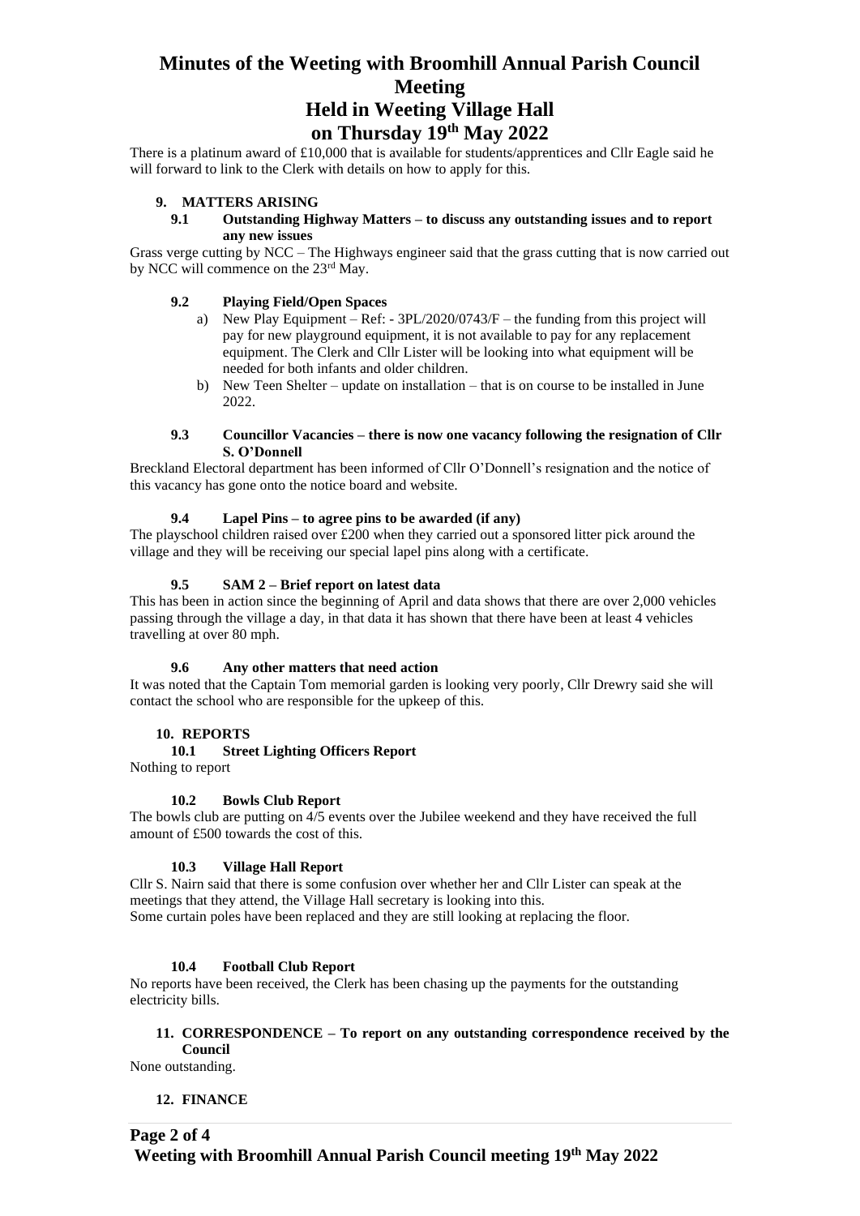There is a platinum award of £10,000 that is available for students/apprentices and Cllr Eagle said he will forward to link to the Clerk with details on how to apply for this.

## 9. MATTERS ARISING

### 9.1 Outstanding Highway Matters – to discuss any outstanding issues and to report any new issues

Grass verge cutting by NCC – The Highways engineer said that the grass cutting that is now carried out by NCC will commence on the 23rd May.

### 9.2 Playing Field/Open Spaces

a) New Play Equipment – Ref: - 3PL/2020/0743/F – the funding from this project will pay for new playground equipment, it is not available to pay for any replacement equipment. The Clerk and Cllr Lister will be looking into what equipment will be needed for both infants and older children.

b) New Teen Shelter – update on installation – that is on course to be installed in June 2022.

### 9.3 Councillor Vacancies – there is now one vacancy following the resignation of Cllr S. O'Donnell

Breckland Electoral department has been informed of Cllr O'Donnell's resignation and the notice of this vacancy has gone onto the notice board and website.

### 9.4 Lapel Pins – to agree pins to be awarded (if any)

The playschool children raised over £200 when they carried out a sponsored litter pick around the village and they will be receiving our special lapel pins along with a certificate.

### 9.5 SAM 2 – Brief report on latest data

This has been in action since the beginning of April and data shows that there are over 2,000 vehicles passing through the village a day, in that data it has shown that there have been at least 4 vehicles travelling at over 80 mph.

### 9.6 Any other matters that need action

It was noted that the Captain Tom memorial garden is looking very poorly, Cllr Drewry said she will contact the school who are responsible for the upkeep of this.

## 10. REPORTS

### 10.1 Street Lighting Officers Report

Nothing to report

### 10.2 Bowls Club Report

The bowls club are putting on 4/5 events over the Jubilee weekend and they have received the full amount of £500 towards the cost of this.

### 10.3 Village Hall Report

Cllr S. Nairn said that there is some confusion over whether her and Cllr Lister can speak at the meetings that they attend, the Village Hall secretary is looking into this.
Some curtain poles have been replaced and they are still looking at replacing the floor.

### 10.4 Football Club Report

No reports have been received, the Clerk has been chasing up the payments for the outstanding electricity bills.

## 11. CORRESPONDENCE – To report on any outstanding correspondence received by the Council

None outstanding.

## 12. FINANCE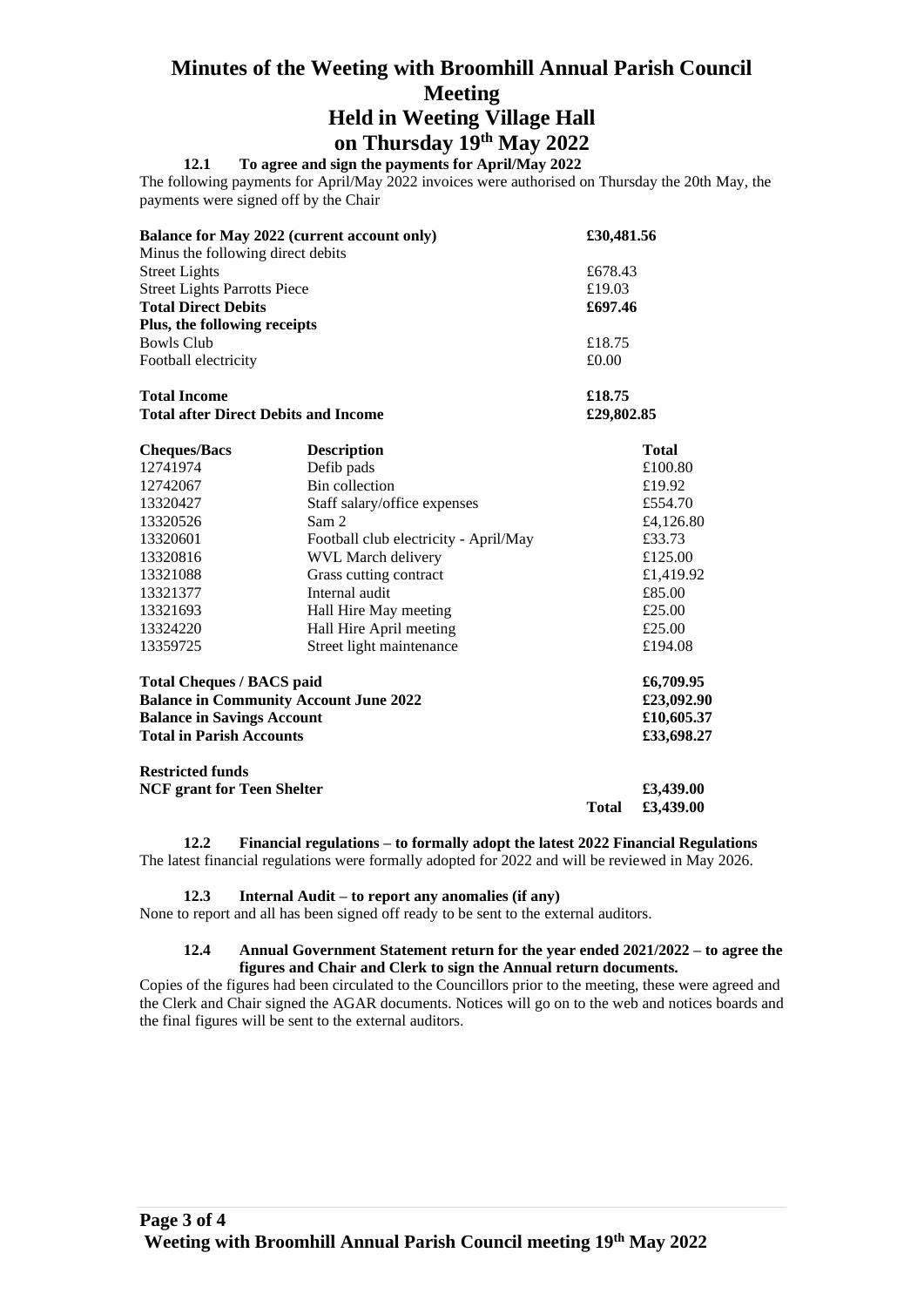# Minutes of the Weeting with Broomhill Annual Parish Council Meeting
# Held in Weeting Village Hall
# on Thursday 19th May 2022

**12.1 To agree and sign the payments for April/May 2022**

The following payments for April/May 2022 invoices were authorised on Thursday the 20th May, the payments were signed off by the Chair

| | |
|---|---|
| **Balance for May 2022 (current account only)** | **£30,481.56** |
| Minus the following direct debits | |
| Street Lights | £678.43 |
| Street Lights Parrotts Piece | £19.03 |
| **Total Direct Debits** | **£697.46** |
| **Plus, the following receipts** | |
| Bowls Club | £18.75 |
| Football electricity | £0.00 |
| **Total Income** | **£18.75** |
| **Total after Direct Debits and Income** | **£29,802.85** |

| **Cheques/Bacs** | **Description** | **Total** |
|---|---|---|
| 12741974 | Defib pads | £100.80 |
| 12742067 | Bin collection | £19.92 |
| 13320427 | Staff salary/office expenses | £554.70 |
| 13320526 | Sam 2 | £4,126.80 |
| 13320601 | Football club electricity - April/May | £33.73 |
| 13320816 | WVL March delivery | £125.00 |
| 13321088 | Grass cutting contract | £1,419.92 |
| 13321377 | Internal audit | £85.00 |
| 13321693 | Hall Hire May meeting | £25.00 |
| 13324220 | Hall Hire April meeting | £25.00 |
| 13359725 | Street light maintenance | £194.08 |

| | |
|---|---|
| **Total Cheques / BACS paid** | **£6,709.95** |
| **Balance in Community Account June 2022** | **£23,092.90** |
| **Balance in Savings Account** | **£10,605.37** |
| **Total in Parish Accounts** | **£33,698.27** |

| | | |
|---|---|---|
| **Restricted funds** | | |
| **NCF grant for Teen Shelter** | | **£3,439.00** |
| | **Total** | **£3,439.00** |

**12.2 Financial regulations – to formally adopt the latest 2022 Financial Regulations**

The latest financial regulations were formally adopted for 2022 and will be reviewed in May 2026.

**12.3 Internal Audit – to report any anomalies (if any)**

None to report and all has been signed off ready to be sent to the external auditors.

**12.4 Annual Government Statement return for the year ended 2021/2022 – to agree the figures and Chair and Clerk to sign the Annual return documents.**

Copies of the figures had been circulated to the Councillors prior to the meeting, these were agreed and the Clerk and Chair signed the AGAR documents. Notices will go on to the web and notices boards and the final figures will be sent to the external auditors.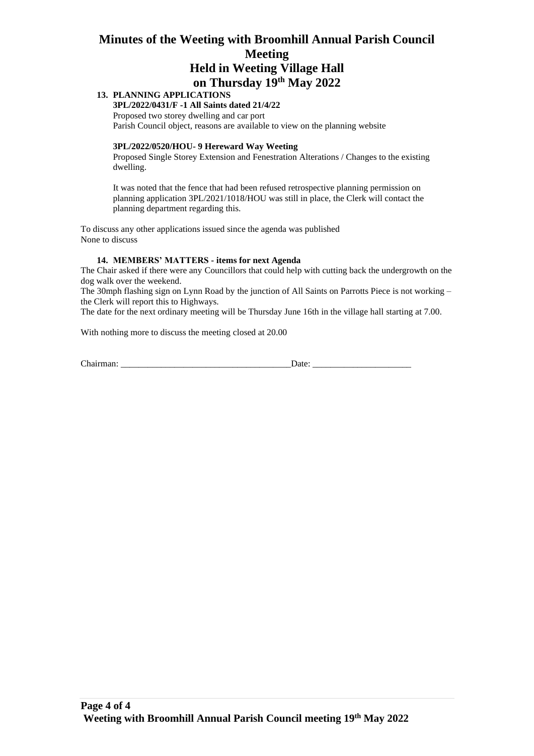# Minutes of the Weeting with Broomhill Annual Parish Council Meeting
# Held in Weeting Village Hall
# on Thursday 19th May 2022

**13. PLANNING APPLICATIONS**

**3PL/2022/0431/F -1 All Saints dated 21/4/22**

Proposed two storey dwelling and car port

Parish Council object, reasons are available to view on the planning website

**3PL/2022/0520/HOU- 9 Hereward Way Weeting**

Proposed Single Storey Extension and Fenestration Alterations / Changes to the existing dwelling.

It was noted that the fence that had been refused retrospective planning permission on planning application 3PL/2021/1018/HOU was still in place, the Clerk will contact the planning department regarding this.

To discuss any other applications issued since the agenda was published
None to discuss

**14. MEMBERS' MATTERS - items for next Agenda**

The Chair asked if there were any Councillors that could help with cutting back the undergrowth on the dog walk over the weekend.

The 30mph flashing sign on Lynn Road by the junction of All Saints on Parrotts Piece is not working – the Clerk will report this to Highways.

The date for the next ordinary meeting will be Thursday June 16th in the village hall starting at 7.00.

With nothing more to discuss the meeting closed at 20.00

Chairman: _____________________________________Date: _____________________